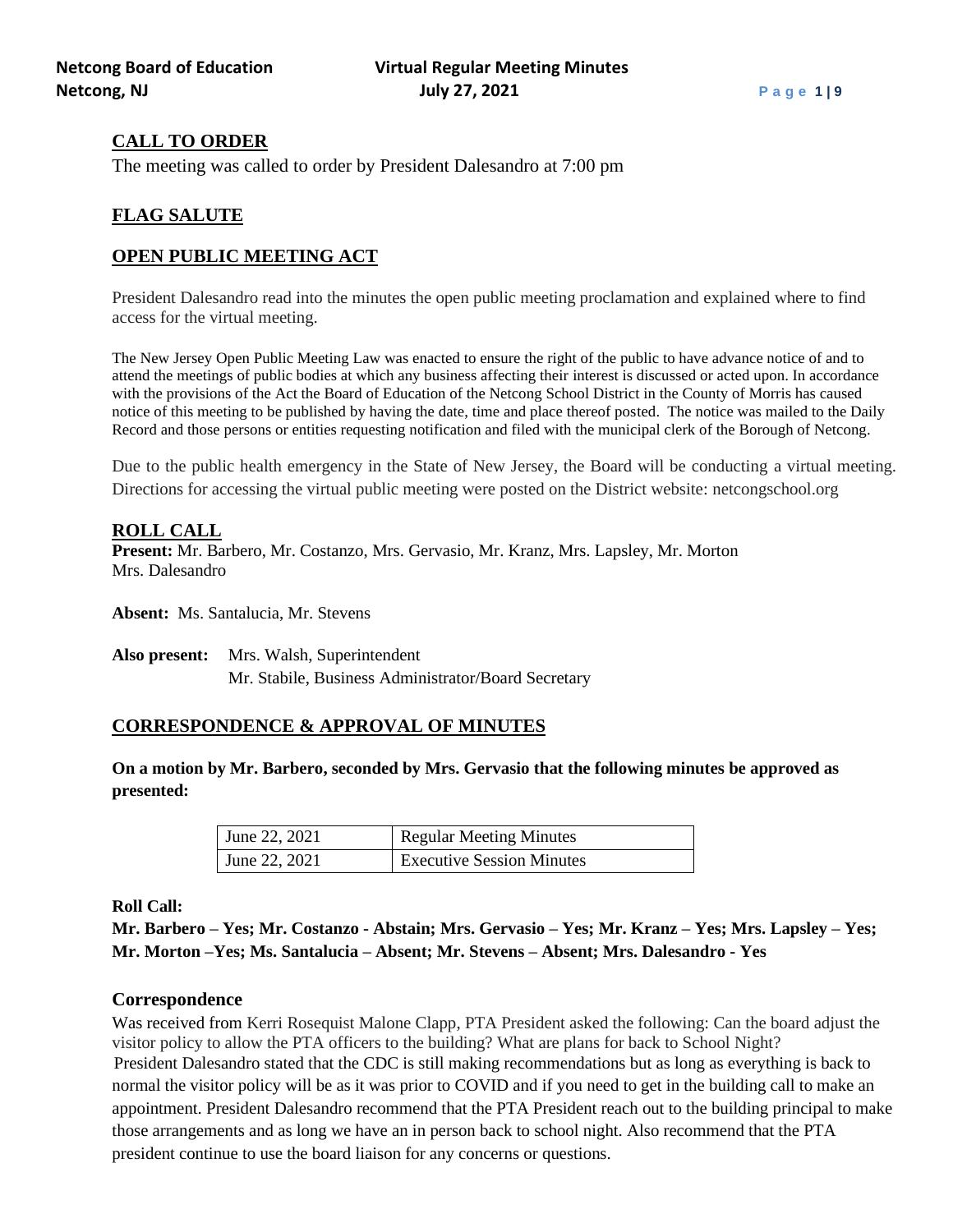## CALL TO ORDER

The meeting was called to order by President Dalesandro at 7:00 pm

## FLAG SALUTE

## OPEN PUBLIC MEETING ACT

President Dalesandro read into the minutes the open public meeting proclamation and explained where to find access for the virtual meeting.

The New Jersey Open Public Meeting Law was enacted to ensure the right of the public to have advance notice of and to attend the meetings of public bodies at which any business affecting their interest is discussed or acted upon. In accordance with the provisions of the Act the Board of Education of the Netcong School District in the County of Morris has caused notice of this meeting to be published by having the date, time and place thereof posted. The notice was mailed to the Daily Record and those persons or entities requesting notification and filed with the municipal clerk of the Borough of Netcong.

Due to the public health emergency in the State of New Jersey, the Board will be conducting a virtual meeting. Directions for accessing the virtual public meeting were posted on the District website: netcongschool.org

## ROLL CALL

**Present:** Mr. Barbero, Mr. Costanzo, Mrs. Gervasio, Mr. Kranz, Mrs. Lapsley, Mr. Morton Mrs. Dalesandro

**Absent:** Ms. Santalucia, Mr. Stevens

**Also present:** Mrs. Walsh, Superintendent
Mr. Stabile, Business Administrator/Board Secretary

## CORRESPONDENCE & APPROVAL OF MINUTES

**On a motion by Mr. Barbero, seconded by Mrs. Gervasio that the following minutes be approved as presented:**

| June 22, 2021 | Regular Meeting Minutes |
|---|---|
| June 22, 2021 | Executive Session Minutes |

**Roll Call:**

**Mr. Barbero – Yes; Mr. Costanzo - Abstain; Mrs. Gervasio – Yes; Mr. Kranz – Yes; Mrs. Lapsley – Yes; Mr. Morton –Yes; Ms. Santalucia – Absent; Mr. Stevens – Absent; Mrs. Dalesandro - Yes**

### Correspondence

Was received from Kerri Rosequist Malone Clapp, PTA President asked the following: Can the board adjust the visitor policy to allow the PTA officers to the building? What are plans for back to School Night?
President Dalesandro stated that the CDC is still making recommendations but as long as everything is back to normal the visitor policy will be as it was prior to COVID and if you need to get in the building call to make an appointment. President Dalesandro recommend that the PTA President reach out to the building principal to make those arrangements and as long we have an in person back to school night. Also recommend that the PTA president continue to use the board liaison for any concerns or questions.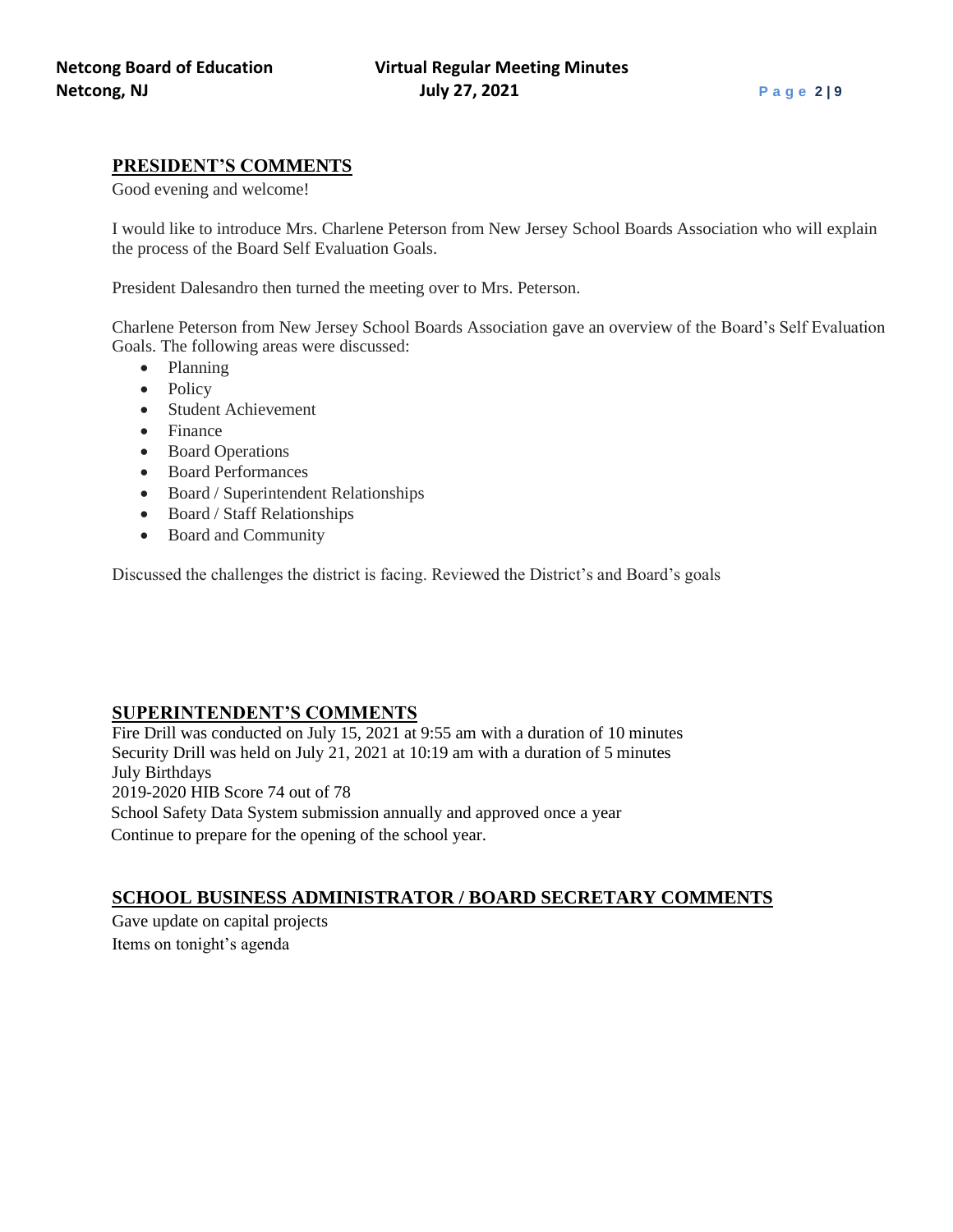## PRESIDENT'S COMMENTS

Good evening and welcome!

I would like to introduce Mrs. Charlene Peterson from New Jersey School Boards Association who will explain the process of the Board Self Evaluation Goals.

President Dalesandro then turned the meeting over to Mrs. Peterson.

Charlene Peterson from New Jersey School Boards Association gave an overview of the Board's Self Evaluation Goals. The following areas were discussed:

- Planning
- Policy
- Student Achievement
- Finance
- Board Operations
- Board Performances
- Board / Superintendent Relationships
- Board / Staff Relationships
- Board and Community

Discussed the challenges the district is facing. Reviewed the District's and Board's goals

## SUPERINTENDENT'S COMMENTS

Fire Drill was conducted on July 15, 2021 at 9:55 am with a duration of 10 minutes
Security Drill was held on July 21, 2021 at 10:19 am with a duration of 5 minutes
July Birthdays
2019-2020 HIB Score 74 out of 78
School Safety Data System submission annually and approved once a year
Continue to prepare for the opening of the school year.

## SCHOOL BUSINESS ADMINISTRATOR / BOARD SECRETARY COMMENTS

Gave update on capital projects
Items on tonight's agenda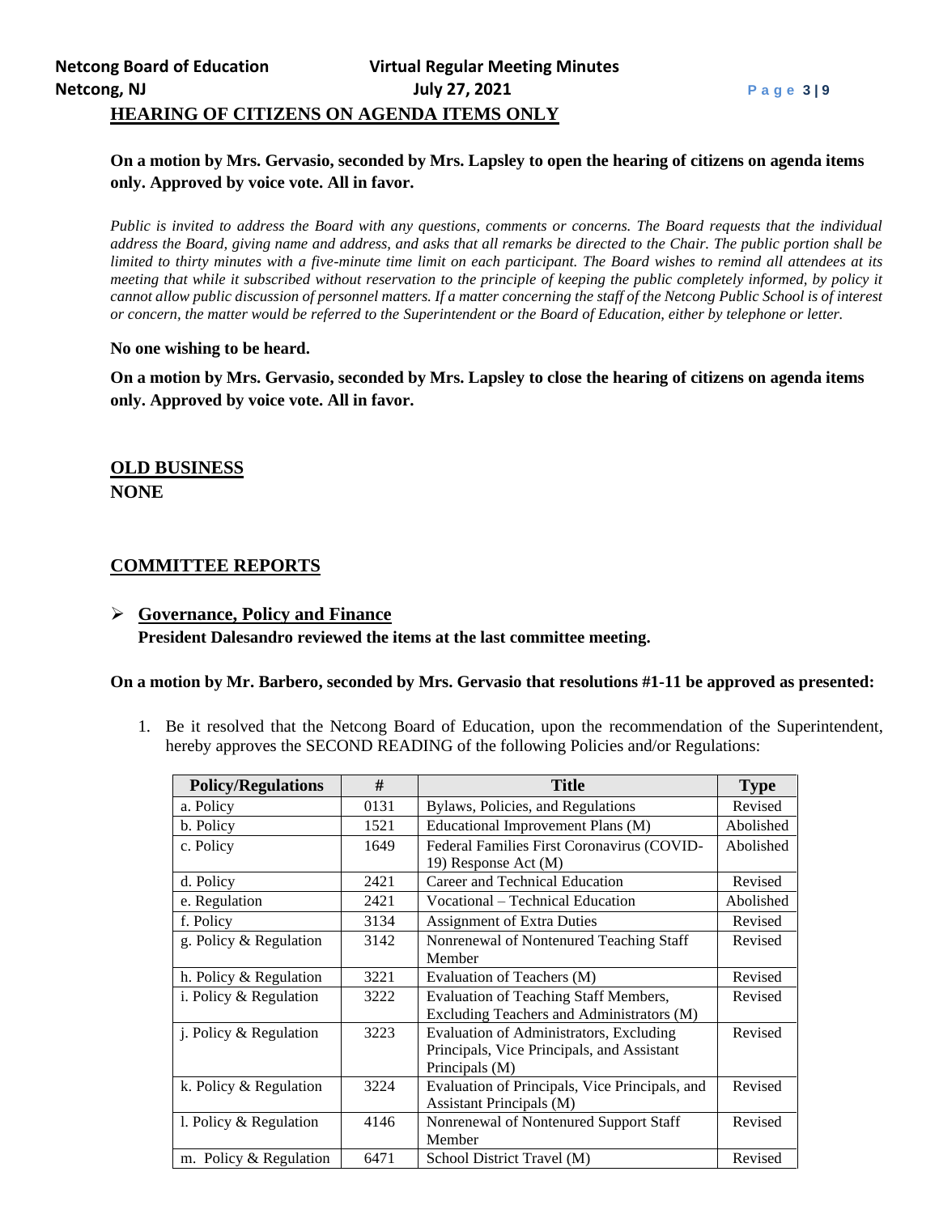## HEARING OF CITIZENS ON AGENDA ITEMS ONLY

**On a motion by Mrs. Gervasio, seconded by Mrs. Lapsley to open the hearing of citizens on agenda items only. Approved by voice vote. All in favor.**

*Public is invited to address the Board with any questions, comments or concerns. The Board requests that the individual address the Board, giving name and address, and asks that all remarks be directed to the Chair. The public portion shall be limited to thirty minutes with a five-minute time limit on each participant. The Board wishes to remind all attendees at its meeting that while it subscribed without reservation to the principle of keeping the public completely informed, by policy it cannot allow public discussion of personnel matters. If a matter concerning the staff of the Netcong Public School is of interest or concern, the matter would be referred to the Superintendent or the Board of Education, either by telephone or letter.*

**No one wishing to be heard.**

**On a motion by Mrs. Gervasio, seconded by Mrs. Lapsley to close the hearing of citizens on agenda items only. Approved by voice vote. All in favor.**

## OLD BUSINESS

**NONE**

## COMMITTEE REPORTS

- **Governance, Policy and Finance**
  **President Dalesandro reviewed the items at the last committee meeting.**

**On a motion by Mr. Barbero, seconded by Mrs. Gervasio that resolutions #1-11 be approved as presented:**

1. Be it resolved that the Netcong Board of Education, upon the recommendation of the Superintendent, hereby approves the SECOND READING of the following Policies and/or Regulations:

| Policy/Regulations | # | Title | Type |
|---|---|---|---|
| a. Policy | 0131 | Bylaws, Policies, and Regulations | Revised |
| b. Policy | 1521 | Educational Improvement Plans (M) | Abolished |
| c. Policy | 1649 | Federal Families First Coronavirus (COVID-19) Response Act (M) | Abolished |
| d. Policy | 2421 | Career and Technical Education | Revised |
| e. Regulation | 2421 | Vocational – Technical Education | Abolished |
| f. Policy | 3134 | Assignment of Extra Duties | Revised |
| g. Policy & Regulation | 3142 | Nonrenewal of Nontenured Teaching Staff Member | Revised |
| h. Policy & Regulation | 3221 | Evaluation of Teachers (M) | Revised |
| i. Policy & Regulation | 3222 | Evaluation of Teaching Staff Members, Excluding Teachers and Administrators (M) | Revised |
| j. Policy & Regulation | 3223 | Evaluation of Administrators, Excluding Principals, Vice Principals, and Assistant Principals (M) | Revised |
| k. Policy & Regulation | 3224 | Evaluation of Principals, Vice Principals, and Assistant Principals (M) | Revised |
| l. Policy & Regulation | 4146 | Nonrenewal of Nontenured Support Staff Member | Revised |
| m. Policy & Regulation | 6471 | School District Travel (M) | Revised |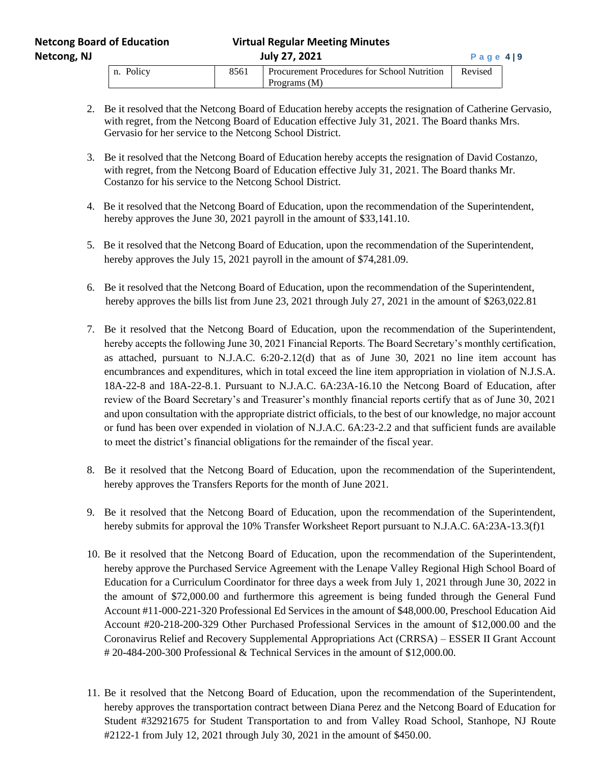| n. Policy | 8561 | Procurement Procedures for School Nutrition Programs (M) | Revised |
|---|---|---|---|

2. Be it resolved that the Netcong Board of Education hereby accepts the resignation of Catherine Gervasio, with regret, from the Netcong Board of Education effective July 31, 2021. The Board thanks Mrs. Gervasio for her service to the Netcong School District.

3. Be it resolved that the Netcong Board of Education hereby accepts the resignation of David Costanzo, with regret, from the Netcong Board of Education effective July 31, 2021. The Board thanks Mr. Costanzo for his service to the Netcong School District.

4. Be it resolved that the Netcong Board of Education, upon the recommendation of the Superintendent, hereby approves the June 30, 2021 payroll in the amount of $33,141.10.

5. Be it resolved that the Netcong Board of Education, upon the recommendation of the Superintendent, hereby approves the July 15, 2021 payroll in the amount of $74,281.09.

6. Be it resolved that the Netcong Board of Education, upon the recommendation of the Superintendent, hereby approves the bills list from June 23, 2021 through July 27, 2021 in the amount of $263,022.81

7. Be it resolved that the Netcong Board of Education, upon the recommendation of the Superintendent, hereby accepts the following June 30, 2021 Financial Reports. The Board Secretary's monthly certification, as attached, pursuant to N.J.A.C. 6:20-2.12(d) that as of June 30, 2021 no line item account has encumbrances and expenditures, which in total exceed the line item appropriation in violation of N.J.S.A. 18A-22-8 and 18A-22-8.1. Pursuant to N.J.A.C. 6A:23A-16.10 the Netcong Board of Education, after review of the Board Secretary's and Treasurer's monthly financial reports certify that as of June 30, 2021 and upon consultation with the appropriate district officials, to the best of our knowledge, no major account or fund has been over expended in violation of N.J.A.C. 6A:23-2.2 and that sufficient funds are available to meet the district's financial obligations for the remainder of the fiscal year.

8. Be it resolved that the Netcong Board of Education, upon the recommendation of the Superintendent, hereby approves the Transfers Reports for the month of June 2021.

9. Be it resolved that the Netcong Board of Education, upon the recommendation of the Superintendent, hereby submits for approval the 10% Transfer Worksheet Report pursuant to N.J.A.C. 6A:23A-13.3(f)1

10. Be it resolved that the Netcong Board of Education, upon the recommendation of the Superintendent, hereby approve the Purchased Service Agreement with the Lenape Valley Regional High School Board of Education for a Curriculum Coordinator for three days a week from July 1, 2021 through June 30, 2022 in the amount of $72,000.00 and furthermore this agreement is being funded through the General Fund Account #11-000-221-320 Professional Ed Services in the amount of $48,000.00, Preschool Education Aid Account #20-218-200-329 Other Purchased Professional Services in the amount of $12,000.00 and the Coronavirus Relief and Recovery Supplemental Appropriations Act (CRRSA) – ESSER II Grant Account # 20-484-200-300 Professional & Technical Services in the amount of $12,000.00.

11. Be it resolved that the Netcong Board of Education, upon the recommendation of the Superintendent, hereby approves the transportation contract between Diana Perez and the Netcong Board of Education for Student #32921675 for Student Transportation to and from Valley Road School, Stanhope, NJ Route #2122-1 from July 12, 2021 through July 30, 2021 in the amount of $450.00.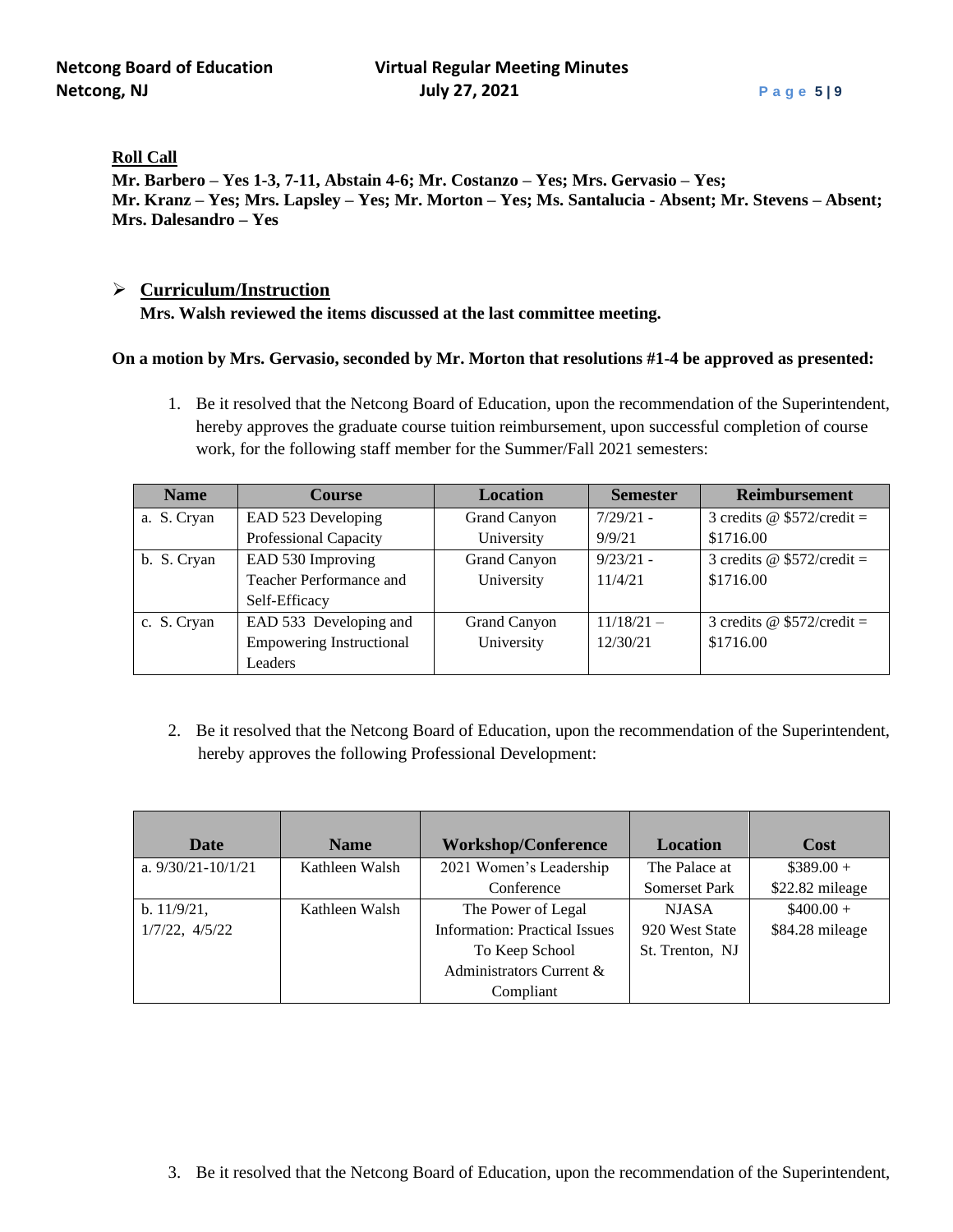**Roll Call**

**Mr. Barbero – Yes 1-3, 7-11, Abstain 4-6; Mr. Costanzo – Yes; Mrs. Gervasio – Yes; Mr. Kranz – Yes; Mrs. Lapsley – Yes; Mr. Morton – Yes; Ms. Santalucia - Absent; Mr. Stevens – Absent; Mrs. Dalesandro – Yes**

- **Curriculum/Instruction**
  **Mrs. Walsh reviewed the items discussed at the last committee meeting.**

**On a motion by Mrs. Gervasio, seconded by Mr. Morton that resolutions #1-4 be approved as presented:**

1. Be it resolved that the Netcong Board of Education, upon the recommendation of the Superintendent, hereby approves the graduate course tuition reimbursement, upon successful completion of course work, for the following staff member for the Summer/Fall 2021 semesters:

| Name | Course | Location | Semester | Reimbursement |
|---|---|---|---|---|
| a. S. Cryan | EAD 523 Developing Professional Capacity | Grand Canyon University | 7/29/21 - 9/9/21 | 3 credits @ $572/credit = $1716.00 |
| b. S. Cryan | EAD 530 Improving Teacher Performance and Self-Efficacy | Grand Canyon University | 9/23/21 - 11/4/21 | 3 credits @ $572/credit = $1716.00 |
| c. S. Cryan | EAD 533 Developing and Empowering Instructional Leaders | Grand Canyon University | 11/18/21 – 12/30/21 | 3 credits @ $572/credit = $1716.00 |

2. Be it resolved that the Netcong Board of Education, upon the recommendation of the Superintendent, hereby approves the following Professional Development:

| Date | Name | Workshop/Conference | Location | Cost |
|---|---|---|---|---|
| a. 9/30/21-10/1/21 | Kathleen Walsh | 2021 Women's Leadership Conference | The Palace at Somerset Park | $389.00 + $22.82 mileage |
| b. 11/9/21, 1/7/22, 4/5/22 | Kathleen Walsh | The Power of Legal Information: Practical Issues To Keep School Administrators Current & Compliant | NJASA 920 West State St. Trenton, NJ | $400.00 + $84.28 mileage |

3. Be it resolved that the Netcong Board of Education, upon the recommendation of the Superintendent,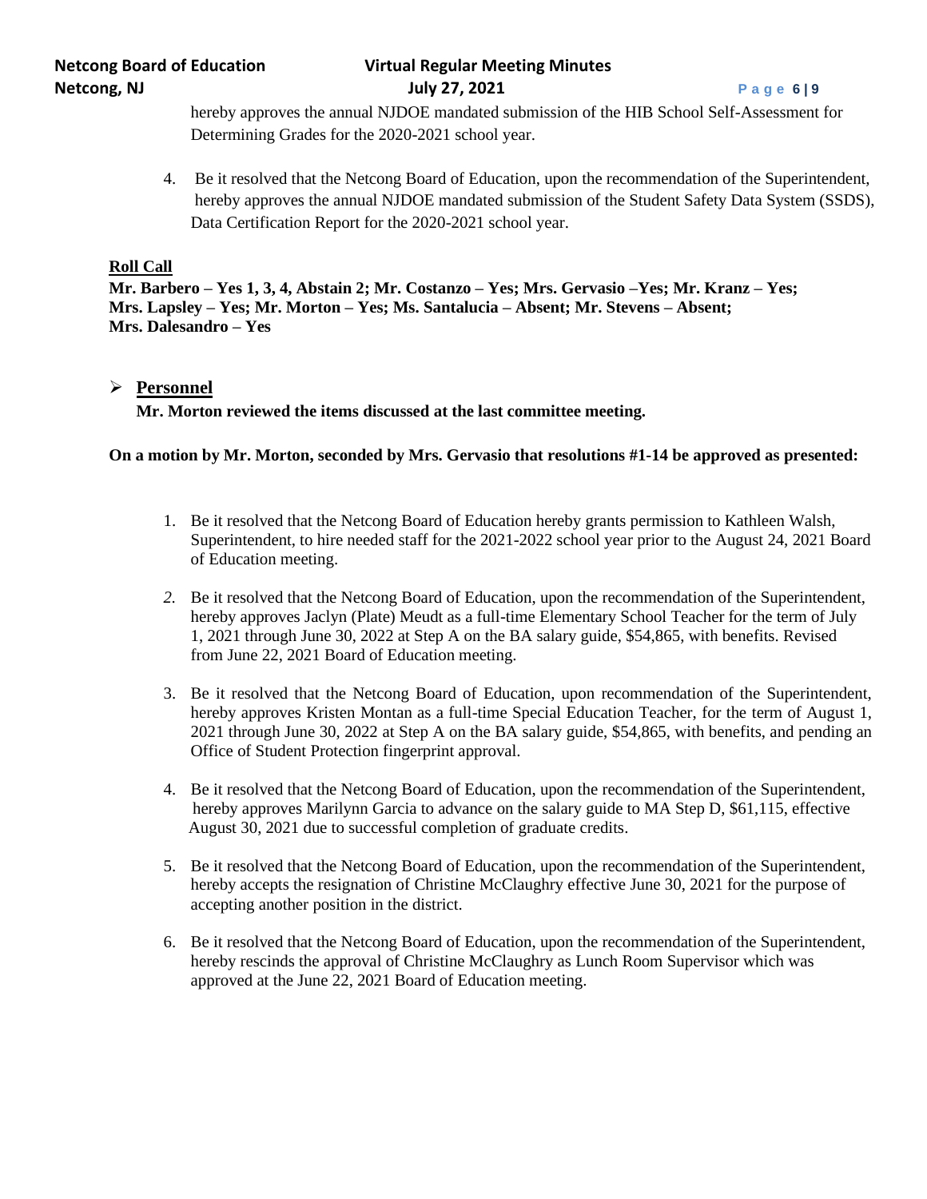hereby approves the annual NJDOE mandated submission of the HIB School Self-Assessment for Determining Grades for the 2020-2021 school year.

4. Be it resolved that the Netcong Board of Education, upon the recommendation of the Superintendent, hereby approves the annual NJDOE mandated submission of the Student Safety Data System (SSDS), Data Certification Report for the 2020-2021 school year.

**Roll Call**

**Mr. Barbero – Yes 1, 3, 4, Abstain 2; Mr. Costanzo – Yes; Mrs. Gervasio –Yes; Mr. Kranz – Yes; Mrs. Lapsley – Yes; Mr. Morton – Yes; Ms. Santalucia – Absent; Mr. Stevens – Absent; Mrs. Dalesandro – Yes**

## ➢ Personnel

**Mr. Morton reviewed the items discussed at the last committee meeting.**

**On a motion by Mr. Morton, seconded by Mrs. Gervasio that resolutions #1-14 be approved as presented:**

1. Be it resolved that the Netcong Board of Education hereby grants permission to Kathleen Walsh, Superintendent, to hire needed staff for the 2021-2022 school year prior to the August 24, 2021 Board of Education meeting.

2. Be it resolved that the Netcong Board of Education, upon the recommendation of the Superintendent, hereby approves Jaclyn (Plate) Meudt as a full-time Elementary School Teacher for the term of July 1, 2021 through June 30, 2022 at Step A on the BA salary guide, $54,865, with benefits. Revised from June 22, 2021 Board of Education meeting.

3. Be it resolved that the Netcong Board of Education, upon recommendation of the Superintendent, hereby approves Kristen Montan as a full-time Special Education Teacher, for the term of August 1, 2021 through June 30, 2022 at Step A on the BA salary guide, $54,865, with benefits, and pending an Office of Student Protection fingerprint approval.

4. Be it resolved that the Netcong Board of Education, upon the recommendation of the Superintendent, hereby approves Marilynn Garcia to advance on the salary guide to MA Step D, $61,115, effective August 30, 2021 due to successful completion of graduate credits.

5. Be it resolved that the Netcong Board of Education, upon the recommendation of the Superintendent, hereby accepts the resignation of Christine McClaughry effective June 30, 2021 for the purpose of accepting another position in the district.

6. Be it resolved that the Netcong Board of Education, upon the recommendation of the Superintendent, hereby rescinds the approval of Christine McClaughry as Lunch Room Supervisor which was approved at the June 22, 2021 Board of Education meeting.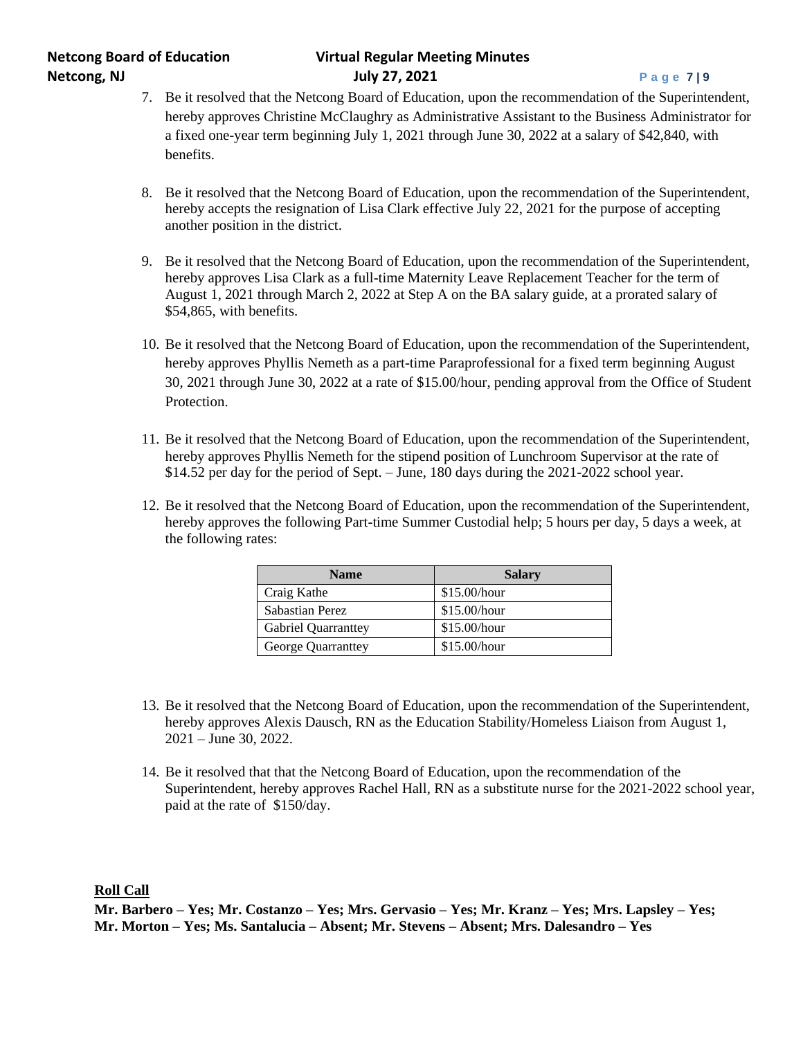7. Be it resolved that the Netcong Board of Education, upon the recommendation of the Superintendent, hereby approves Christine McClaughry as Administrative Assistant to the Business Administrator for a fixed one-year term beginning July 1, 2021 through June 30, 2022 at a salary of $42,840, with benefits.

8. Be it resolved that the Netcong Board of Education, upon the recommendation of the Superintendent, hereby accepts the resignation of Lisa Clark effective July 22, 2021 for the purpose of accepting another position in the district.

9. Be it resolved that the Netcong Board of Education, upon the recommendation of the Superintendent, hereby approves Lisa Clark as a full-time Maternity Leave Replacement Teacher for the term of August 1, 2021 through March 2, 2022 at Step A on the BA salary guide, at a prorated salary of $54,865, with benefits.

10. Be it resolved that the Netcong Board of Education, upon the recommendation of the Superintendent, hereby approves Phyllis Nemeth as a part-time Paraprofessional for a fixed term beginning August 30, 2021 through June 30, 2022 at a rate of $15.00/hour, pending approval from the Office of Student Protection.

11. Be it resolved that the Netcong Board of Education, upon the recommendation of the Superintendent, hereby approves Phyllis Nemeth for the stipend position of Lunchroom Supervisor at the rate of $14.52 per day for the period of Sept. – June, 180 days during the 2021-2022 school year.

12. Be it resolved that the Netcong Board of Education, upon the recommendation of the Superintendent, hereby approves the following Part-time Summer Custodial help; 5 hours per day, 5 days a week, at the following rates:

| Name | Salary |
|---|---|
| Craig Kathe | $15.00/hour |
| Sabastian Perez | $15.00/hour |
| Gabriel Quarranttey | $15.00/hour |
| George Quarranttey | $15.00/hour |

13. Be it resolved that the Netcong Board of Education, upon the recommendation of the Superintendent, hereby approves Alexis Dausch, RN as the Education Stability/Homeless Liaison from August 1, 2021 – June 30, 2022.

14. Be it resolved that that the Netcong Board of Education, upon the recommendation of the Superintendent, hereby approves Rachel Hall, RN as a substitute nurse for the 2021-2022 school year, paid at the rate of $150/day.

**Roll Call**

**Mr. Barbero – Yes; Mr. Costanzo – Yes; Mrs. Gervasio – Yes; Mr. Kranz – Yes; Mrs. Lapsley – Yes; Mr. Morton – Yes; Ms. Santalucia – Absent; Mr. Stevens – Absent; Mrs. Dalesandro – Yes**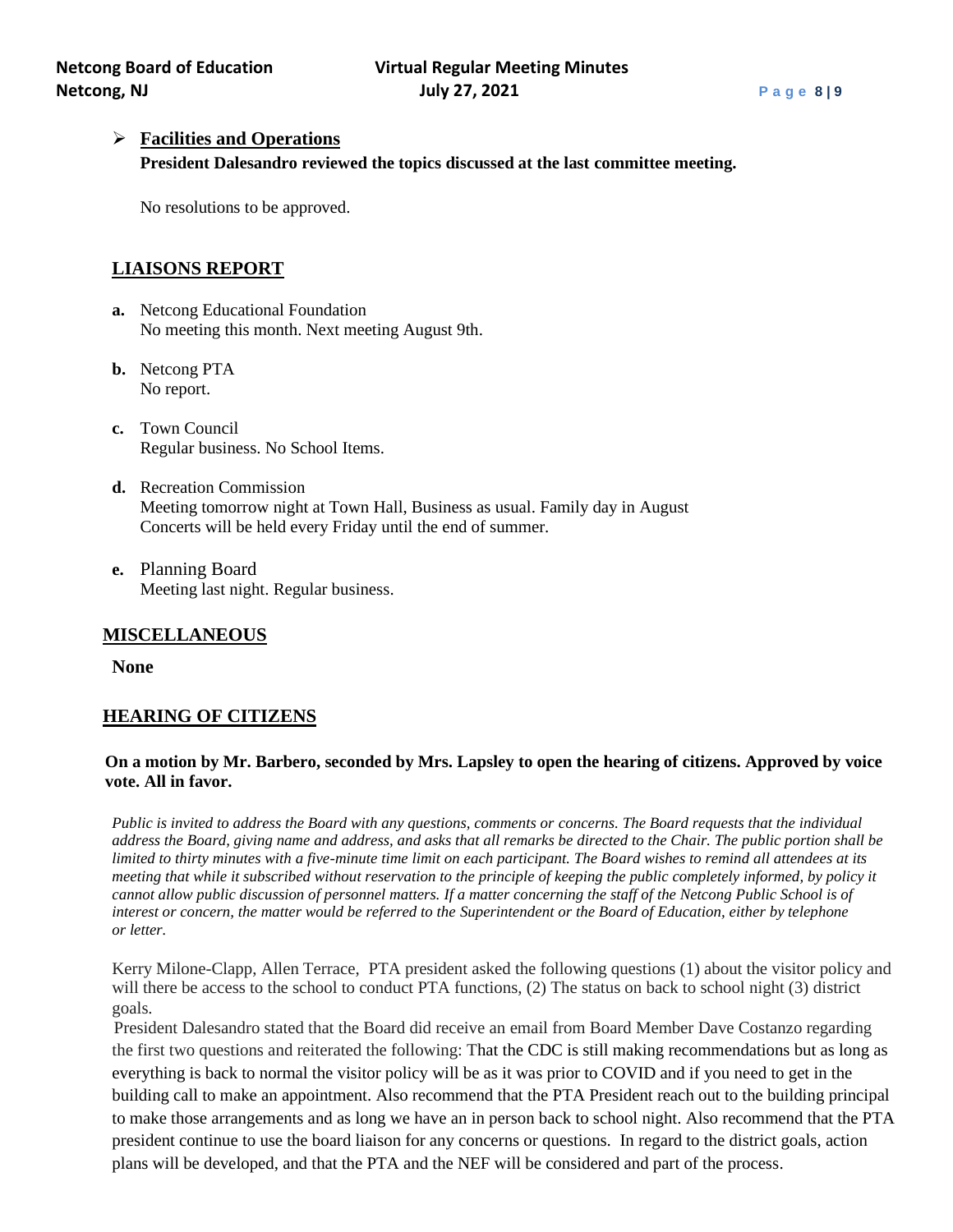- **Facilities and Operations**
  **President Dalesandro reviewed the topics discussed at the last committee meeting.**

  No resolutions to be approved.

## LIAISONS REPORT

**a.** Netcong Educational Foundation
No meeting this month. Next meeting August 9th.

**b.** Netcong PTA
No report.

**c.** Town Council
Regular business. No School Items.

**d.** Recreation Commission
Meeting tomorrow night at Town Hall, Business as usual. Family day in August
Concerts will be held every Friday until the end of summer.

**e.** Planning Board
Meeting last night. Regular business.

## MISCELLANEOUS

**None**

## HEARING OF CITIZENS

**On a motion by Mr. Barbero, seconded by Mrs. Lapsley to open the hearing of citizens. Approved by voice vote. All in favor.**

*Public is invited to address the Board with any questions, comments or concerns. The Board requests that the individual address the Board, giving name and address, and asks that all remarks be directed to the Chair. The public portion shall be limited to thirty minutes with a five-minute time limit on each participant. The Board wishes to remind all attendees at its meeting that while it subscribed without reservation to the principle of keeping the public completely informed, by policy it cannot allow public discussion of personnel matters. If a matter concerning the staff of the Netcong Public School is of interest or concern, the matter would be referred to the Superintendent or the Board of Education, either by telephone or letter.*

Kerry Milone-Clapp, Allen Terrace, PTA president asked the following questions (1) about the visitor policy and will there be access to the school to conduct PTA functions, (2) The status on back to school night (3) district goals.

President Dalesandro stated that the Board did receive an email from Board Member Dave Costanzo regarding the first two questions and reiterated the following: That the CDC is still making recommendations but as long as everything is back to normal the visitor policy will be as it was prior to COVID and if you need to get in the building call to make an appointment. Also recommend that the PTA President reach out to the building principal to make those arrangements and as long we have an in person back to school night. Also recommend that the PTA president continue to use the board liaison for any concerns or questions. In regard to the district goals, action plans will be developed, and that the PTA and the NEF will be considered and part of the process.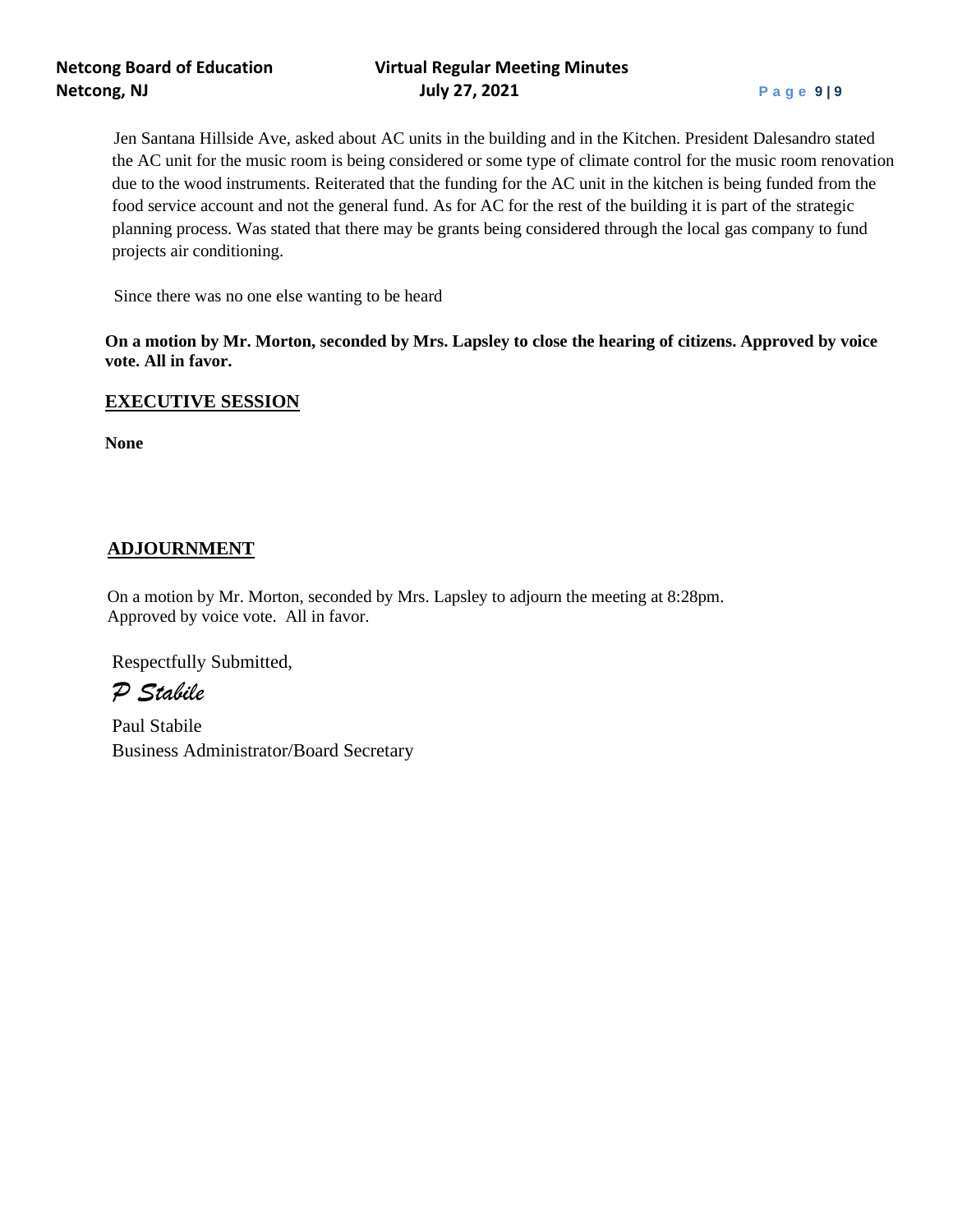Jen Santana Hillside Ave, asked about AC units in the building and in the Kitchen. President Dalesandro stated the AC unit for the music room is being considered or some type of climate control for the music room renovation due to the wood instruments. Reiterated that the funding for the AC unit in the kitchen is being funded from the food service account and not the general fund. As for AC for the rest of the building it is part of the strategic planning process. Was stated that there may be grants being considered through the local gas company to fund projects air conditioning.

Since there was no one else wanting to be heard

**On a motion by Mr. Morton, seconded by Mrs. Lapsley to close the hearing of citizens. Approved by voice vote. All in favor.**

## EXECUTIVE SESSION

**None**

## ADJOURNMENT

On a motion by Mr. Morton, seconded by Mrs. Lapsley to adjourn the meeting at 8:28pm. Approved by voice vote. All in favor.

Respectfully Submitted,

*P Stabile*

Paul Stabile
Business Administrator/Board Secretary